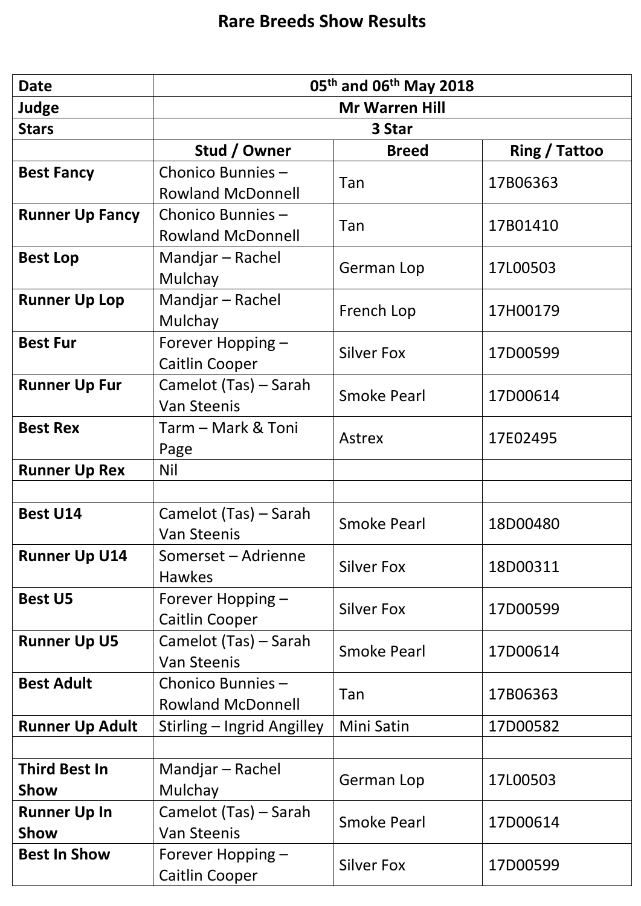# Rare Breeds Show Results

| Date | 05th and 06th May 2018 | | |
|---|---|---|---|
| Judge | Mr Warren Hill | | |
| Stars | 3 Star | | |
| | **Stud / Owner** | **Breed** | **Ring / Tattoo** |
| **Best Fancy** | Chonico Bunnies – Rowland McDonnell | Tan | 17B06363 |
| **Runner Up Fancy** | Chonico Bunnies – Rowland McDonnell | Tan | 17B01410 |
| **Best Lop** | Mandjar – Rachel Mulchay | German Lop | 17L00503 |
| **Runner Up Lop** | Mandjar – Rachel Mulchay | French Lop | 17H00179 |
| **Best Fur** | Forever Hopping – Caitlin Cooper | Silver Fox | 17D00599 |
| **Runner Up Fur** | Camelot (Tas) – Sarah Van Steenis | Smoke Pearl | 17D00614 |
| **Best Rex** | Tarm – Mark & Toni Page | Astrex | 17E02495 |
| **Runner Up Rex** | Nil | | |
| | | | |
| **Best U14** | Camelot (Tas) – Sarah Van Steenis | Smoke Pearl | 18D00480 |
| **Runner Up U14** | Somerset – Adrienne Hawkes | Silver Fox | 18D00311 |
| **Best U5** | Forever Hopping – Caitlin Cooper | Silver Fox | 17D00599 |
| **Runner Up U5** | Camelot (Tas) – Sarah Van Steenis | Smoke Pearl | 17D00614 |
| **Best Adult** | Chonico Bunnies – Rowland McDonnell | Tan | 17B06363 |
| **Runner Up Adult** | Stirling – Ingrid Angilley | Mini Satin | 17D00582 |
| | | | |
| **Third Best In Show** | Mandjar – Rachel Mulchay | German Lop | 17L00503 |
| **Runner Up In Show** | Camelot (Tas) – Sarah Van Steenis | Smoke Pearl | 17D00614 |
| **Best In Show** | Forever Hopping – Caitlin Cooper | Silver Fox | 17D00599 |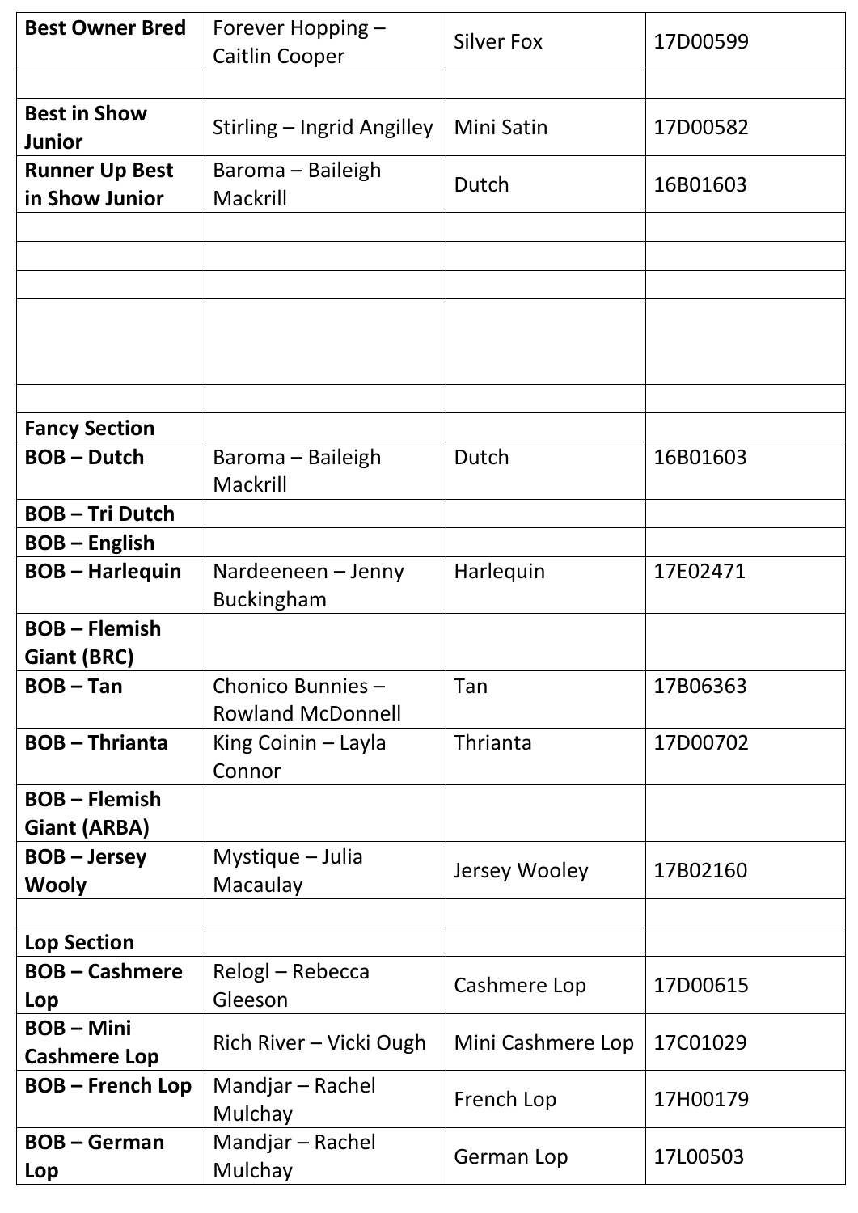| | | | |
|---|---|---|---|
| **Best Owner Bred** | Forever Hopping – Caitlin Cooper | Silver Fox | 17D00599 |
| | | | |
| **Best in Show Junior** | Stirling – Ingrid Angilley | Mini Satin | 17D00582 |
| **Runner Up Best in Show Junior** | Baroma – Baileigh Mackrill | Dutch | 16B01603 |
| | | | |
| | | | |
| | | | |
| | | | |
| | | | |
| **Fancy Section** | | | |
| **BOB – Dutch** | Baroma – Baileigh Mackrill | Dutch | 16B01603 |
| **BOB – Tri Dutch** | | | |
| **BOB – English** | | | |
| **BOB – Harlequin** | Nardeeneen – Jenny Buckingham | Harlequin | 17E02471 |
| **BOB – Flemish Giant (BRC)** | | | |
| **BOB – Tan** | Chonico Bunnies – Rowland McDonnell | Tan | 17B06363 |
| **BOB – Thrianta** | King Coinin – Layla Connor | Thrianta | 17D00702 |
| **BOB – Flemish Giant (ARBA)** | | | |
| **BOB – Jersey Wooly** | Mystique – Julia Macaulay | Jersey Wooley | 17B02160 |
| | | | |
| **Lop Section** | | | |
| **BOB – Cashmere Lop** | Relogl – Rebecca Gleeson | Cashmere Lop | 17D00615 |
| **BOB – Mini Cashmere Lop** | Rich River – Vicki Ough | Mini Cashmere Lop | 17C01029 |
| **BOB – French Lop** | Mandjar – Rachel Mulchay | French Lop | 17H00179 |
| **BOB – German Lop** | Mandjar – Rachel Mulchay | German Lop | 17L00503 |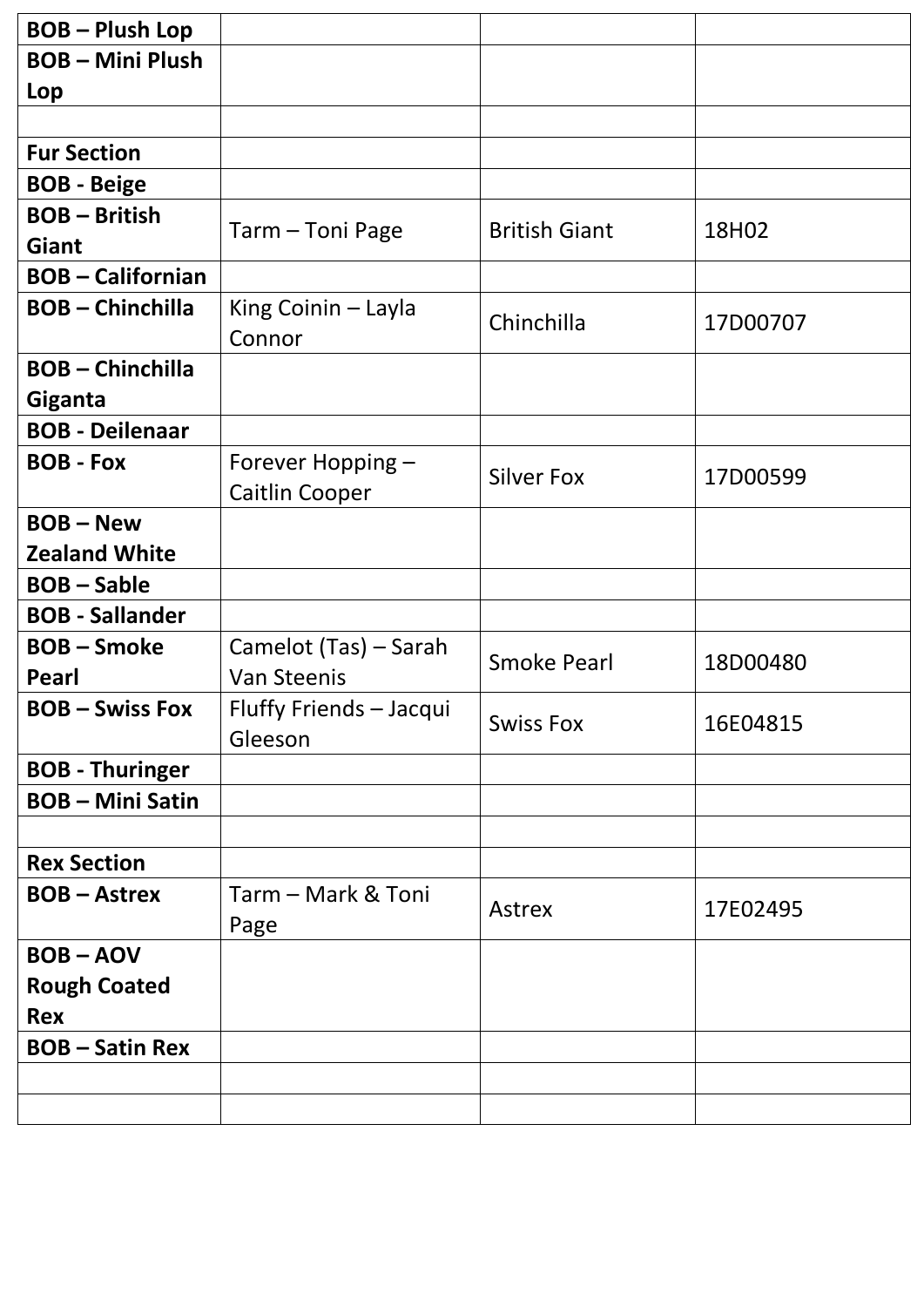| | | | |
|---|---|---|---|
| **BOB – Plush Lop** | | | |
| **BOB – Mini Plush Lop** | | | |
| | | | |
| **Fur Section** | | | |
| **BOB - Beige** | | | |
| **BOB – British Giant** | Tarm – Toni Page | British Giant | 18H02 |
| **BOB – Californian** | | | |
| **BOB – Chinchilla** | King Coinin – Layla Connor | Chinchilla | 17D00707 |
| **BOB – Chinchilla Giganta** | | | |
| **BOB - Deilenaar** | | | |
| **BOB - Fox** | Forever Hopping – Caitlin Cooper | Silver Fox | 17D00599 |
| **BOB – New Zealand White** | | | |
| **BOB – Sable** | | | |
| **BOB - Sallander** | | | |
| **BOB – Smoke Pearl** | Camelot (Tas) – Sarah Van Steenis | Smoke Pearl | 18D00480 |
| **BOB – Swiss Fox** | Fluffy Friends – Jacqui Gleeson | Swiss Fox | 16E04815 |
| **BOB - Thuringer** | | | |
| **BOB – Mini Satin** | | | |
| | | | |
| **Rex Section** | | | |
| **BOB – Astrex** | Tarm – Mark & Toni Page | Astrex | 17E02495 |
| **BOB – AOV Rough Coated Rex** | | | |
| **BOB – Satin Rex** | | | |
| | | | |
| | | | |